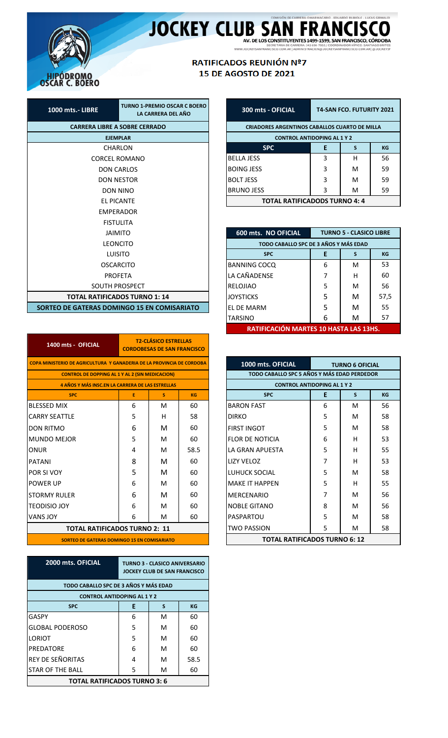COMISIÓN DE CARRERA: OMAR MACARIO - EDUARDO RUBIOLO - LUCAS GRIMALDI

# JOCKEY CLUB SAN FRANCISCO

AV. DE LOS CONSTITUYENTES 1499-1599, SAN FRANCISCO, CÓRDOBA

SECRETARIA DE CARRERA: 342 604-7855 / COORDINADOR HÍPICO: SANTIAGO BRITOS

WWW.JOCKEYSANFRANCISCO.COM.AR | ADMINISTRACION@JOCKEYSANFRANCISCO.COM.AR | @JOCKEYSF

HIPÓDROMO OSCAR C. BOERO

## RATIFICADOS REUNIÓN Nº7
## 15 DE AGOSTO DE 2021

| 1000 mts.- LIBRE | TURNO 1-PREMIO OSCAR C BOERO LA CARRERA DEL AÑO |
|---|---|
| CARRERA LIBRE A SOBRE CERRADO | |
| EJEMPLAR | |
| CHARLON | |
| CORCEL ROMANO | |
| DON CARLOS | |
| DON NESTOR | |
| DON NINO | |
| EL PICANTE | |
| EMPERADOR | |
| FISTULITA | |
| JAIMITO | |
| LEONCITO | |
| LUISITO | |
| OSCARCITO | |
| PROFETA | |
| SOUTH PROSPECT | |
| TOTAL RATIFICADOS TURNO 1: 14 | |
| SORTEO DE GATERAS DOMINGO 15 EN COMISARIATO | |

| 1400 mts - OFICIAL | T2-CLÁSICO ESTRELLAS CORDOBESAS DE SAN FRANCISCO | | |
|---|---|---|---|
| COPA MINISTERIO DE AGRICULTURA Y GANADERIA DE LA PROVINCIA DE CORDOBA | | | |
| CONTROL DE DOPPING AL 1 Y AL 2 (SIN MEDICACION) | | | |
| 4 AÑOS Y MÁS INSC.EN LA CARRERA DE LAS ESTRELLAS | | | |
| SPC | E | S | KG |
| BLESSED MIX | 6 | M | 60 |
| CARRY SEATTLE | 5 | H | 58 |
| DON RITMO | 6 | M | 60 |
| MUNDO MEJOR | 5 | M | 60 |
| ONUR | 4 | M | 58.5 |
| PATANI | 8 | M | 60 |
| POR SI VOY | 5 | M | 60 |
| POWER UP | 6 | M | 60 |
| STORMY RULER | 6 | M | 60 |
| TEODISIO JOY | 6 | M | 60 |
| VANS JOY | 6 | M | 60 |
| TOTAL RATIFICADOS TURNO 2: 11 | | | |
| SORTEO DE GATERAS DOMINGO 15 EN COMISARIATO | | | |

| 2000 mts. OFICIAL | TURNO 3 - CLASICO ANIVERSARIO JOCKEY CLUB DE SAN FRANCISCO | | |
|---|---|---|---|
| TODO CABALLO SPC DE 3 AÑOS Y MÁS EDAD | | | |
| CONTROL ANTIDOPING AL 1 Y 2 | | | |
| SPC | E | S | KG |
| GASPY | 6 | M | 60 |
| GLOBAL PODEROSO | 5 | M | 60 |
| LORIOT | 5 | M | 60 |
| PREDATORE | 6 | M | 60 |
| REY DE SEÑORITAS | 4 | M | 58.5 |
| STAR OF THE BALL | 5 | M | 60 |
| TOTAL RATIFICADOS TURNO 3: 6 | | | |

| 300 mts - OFICIAL | T4-SAN FCO. FUTURITY 2021 | | |
|---|---|---|---|
| CRIADORES ARGENTINOS CABALLOS CUARTO DE MILLA | | | |
| CONTROL ANTIDOPING AL 1 Y 2 | | | |
| SPC | E | S | KG |
| BELLA JESS | 3 | H | 56 |
| BOING JESS | 3 | M | 59 |
| BOLT JESS | 3 | M | 59 |
| BRUNO JESS | 3 | M | 59 |
| TOTAL RATIFICADODS TURNO 4: 4 | | | |

| 600 mts. NO OFICIAL | TURNO 5 - CLASICO LIBRE | | |
|---|---|---|---|
| TODO CABALLO SPC DE 3 AÑOS Y MÁS EDAD | | | |
| SPC | E | S | KG |
| BANNING COCQ | 6 | M | 53 |
| LA CAÑADENSE | 7 | H | 60 |
| RELOJIAO | 5 | M | 56 |
| JOYSTICKS | 5 | M | 57,5 |
| EL DE MARM | 5 | M | 55 |
| TARSINO | 6 | M | 57 |
| RATIFICACIÓN MARTES 10 HASTA LAS 13HS. | | | |

| 1000 mts. OFICIAL | TURNO 6 OFICIAL | | |
|---|---|---|---|
| TODO CABALLO SPC 5 AÑOS Y MÁS EDAD PERDEDOR | | | |
| CONTROL ANTIDOPING AL 1 Y 2 | | | |
| SPC | E | S | KG |
| BARON FAST | 6 | M | 56 |
| DIRKO | 5 | M | 58 |
| FIRST INGOT | 5 | M | 58 |
| FLOR DE NOTICIA | 6 | H | 53 |
| LA GRAN APUESTA | 5 | H | 55 |
| LIZY VELOZ | 7 | H | 53 |
| LUHUCK SOCIAL | 5 | M | 58 |
| MAKE IT HAPPEN | 5 | H | 55 |
| MERCENARIO | 7 | M | 56 |
| NOBLE GITANO | 8 | M | 56 |
| PASPARTOU | 5 | M | 58 |
| TWO PASSION | 5 | M | 58 |
| TOTAL RATIFICADOS TURNO 6: 12 | | | |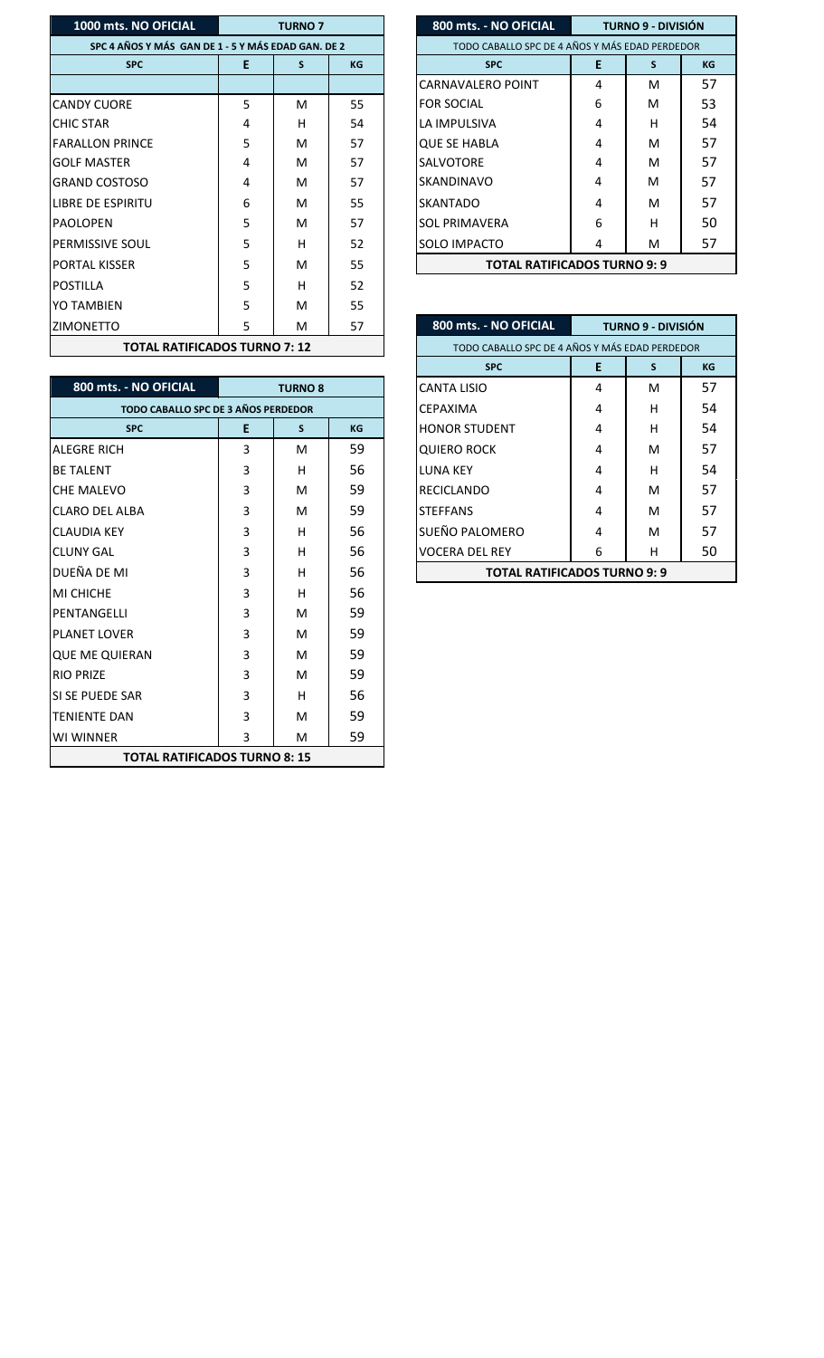| 1000 mts. NO OFICIAL | TURNO 7 | | |
|---|---|---|---|
| SPC 4 AÑOS Y MÁS GAN DE 1 - 5 Y MÁS EDAD GAN. DE 2 | | | |
| SPC | E | S | KG |
| | | | |
| CANDY CUORE | 5 | M | 55 |
| CHIC STAR | 4 | H | 54 |
| FARALLON PRINCE | 5 | M | 57 |
| GOLF MASTER | 4 | M | 57 |
| GRAND COSTOSO | 4 | M | 57 |
| LIBRE DE ESPIRITU | 6 | M | 55 |
| PAOLOPEN | 5 | M | 57 |
| PERMISSIVE SOUL | 5 | H | 52 |
| PORTAL KISSER | 5 | M | 55 |
| POSTILLA | 5 | H | 52 |
| YO TAMBIEN | 5 | M | 55 |
| ZIMONETTO | 5 | M | 57 |
| TOTAL RATIFICADOS TURNO 7: 12 | | | |

| 800 mts. - NO OFICIAL | TURNO 8 | | |
|---|---|---|---|
| TODO CABALLO SPC DE 3 AÑOS PERDEDOR | | | |
| SPC | E | S | KG |
| ALEGRE RICH | 3 | M | 59 |
| BE TALENT | 3 | H | 56 |
| CHE MALEVO | 3 | M | 59 |
| CLARO DEL ALBA | 3 | M | 59 |
| CLAUDIA KEY | 3 | H | 56 |
| CLUNY GAL | 3 | H | 56 |
| DUEÑA DE MI | 3 | H | 56 |
| MI CHICHE | 3 | H | 56 |
| PENTANGELLI | 3 | M | 59 |
| PLANET LOVER | 3 | M | 59 |
| QUE ME QUIERAN | 3 | M | 59 |
| RIO PRIZE | 3 | M | 59 |
| SI SE PUEDE SAR | 3 | H | 56 |
| TENIENTE DAN | 3 | M | 59 |
| WI WINNER | 3 | M | 59 |
| TOTAL RATIFICADOS TURNO 8: 15 | | | |

| 800 mts. - NO OFICIAL | TURNO 9 - DIVISIÓN | | |
|---|---|---|---|
| TODO CABALLO SPC DE 4 AÑOS Y MÁS EDAD PERDEDOR | | | |
| SPC | E | S | KG |
| CARNAVALERO POINT | 4 | M | 57 |
| FOR SOCIAL | 6 | M | 53 |
| LA IMPULSIVA | 4 | H | 54 |
| QUE SE HABLA | 4 | M | 57 |
| SALVOTORE | 4 | M | 57 |
| SKANDINAVO | 4 | M | 57 |
| SKANTADO | 4 | M | 57 |
| SOL PRIMAVERA | 6 | H | 50 |
| SOLO IMPACTO | 4 | M | 57 |
| TOTAL RATIFICADOS TURNO 9: 9 | | | |

| 800 mts. - NO OFICIAL | TURNO 9 - DIVISIÓN | | |
|---|---|---|---|
| TODO CABALLO SPC DE 4 AÑOS Y MÁS EDAD PERDEDOR | | | |
| SPC | E | S | KG |
| CANTA LISIO | 4 | M | 57 |
| CEPAXIMA | 4 | H | 54 |
| HONOR STUDENT | 4 | H | 54 |
| QUIERO ROCK | 4 | M | 57 |
| LUNA KEY | 4 | H | 54 |
| RECICLANDO | 4 | M | 57 |
| STEFFANS | 4 | M | 57 |
| SUEÑO PALOMERO | 4 | M | 57 |
| VOCERA DEL REY | 6 | H | 50 |
| TOTAL RATIFICADOS TURNO 9: 9 | | | |